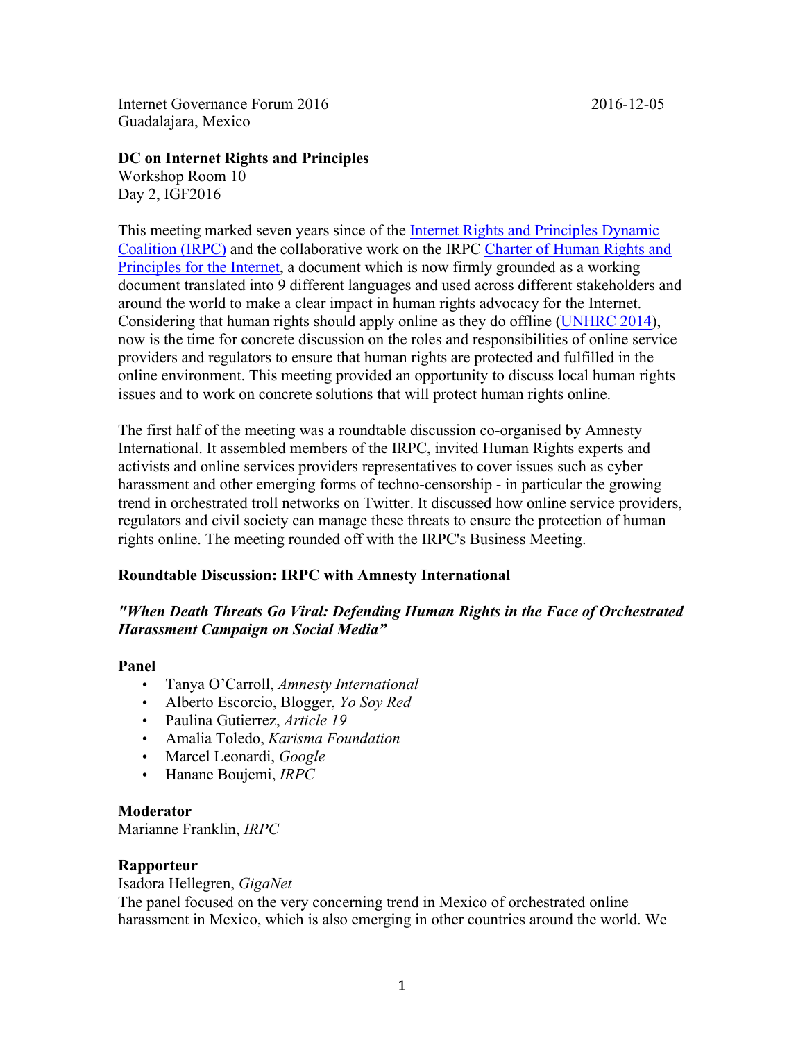Internet Governance Forum 2016 2016-12-05
Guadalajara, Mexico

**DC on Internet Rights and Principles**
Workshop Room 10
Day 2, IGF2016

This meeting marked seven years since of the Internet Rights and Principles Dynamic Coalition (IRPC) and the collaborative work on the IRPC Charter of Human Rights and Principles for the Internet, a document which is now firmly grounded as a working document translated into 9 different languages and used across different stakeholders and around the world to make a clear impact in human rights advocacy for the Internet. Considering that human rights should apply online as they do offline (UNHRC 2014), now is the time for concrete discussion on the roles and responsibilities of online service providers and regulators to ensure that human rights are protected and fulfilled in the online environment. This meeting provided an opportunity to discuss local human rights issues and to work on concrete solutions that will protect human rights online.

The first half of the meeting was a roundtable discussion co-organised by Amnesty International. It assembled members of the IRPC, invited Human Rights experts and activists and online services providers representatives to cover issues such as cyber harassment and other emerging forms of techno-censorship - in particular the growing trend in orchestrated troll networks on Twitter. It discussed how online service providers, regulators and civil society can manage these threats to ensure the protection of human rights online. The meeting rounded off with the IRPC's Business Meeting.

**Roundtable Discussion: IRPC with Amnesty International**

***"When Death Threats Go Viral: Defending Human Rights in the Face of Orchestrated Harassment Campaign on Social Media"***

**Panel**

- Tanya O'Carroll, *Amnesty International*
- Alberto Escorcio, Blogger, *Yo Soy Red*
- Paulina Gutierrez, *Article 19*
- Amalia Toledo, *Karisma Foundation*
- Marcel Leonardi, *Google*
- Hanane Boujemi, *IRPC*

**Moderator**
Marianne Franklin, *IRPC*

**Rapporteur**
Isadora Hellegren, *GigaNet*
The panel focused on the very concerning trend in Mexico of orchestrated online harassment in Mexico, which is also emerging in other countries around the world. We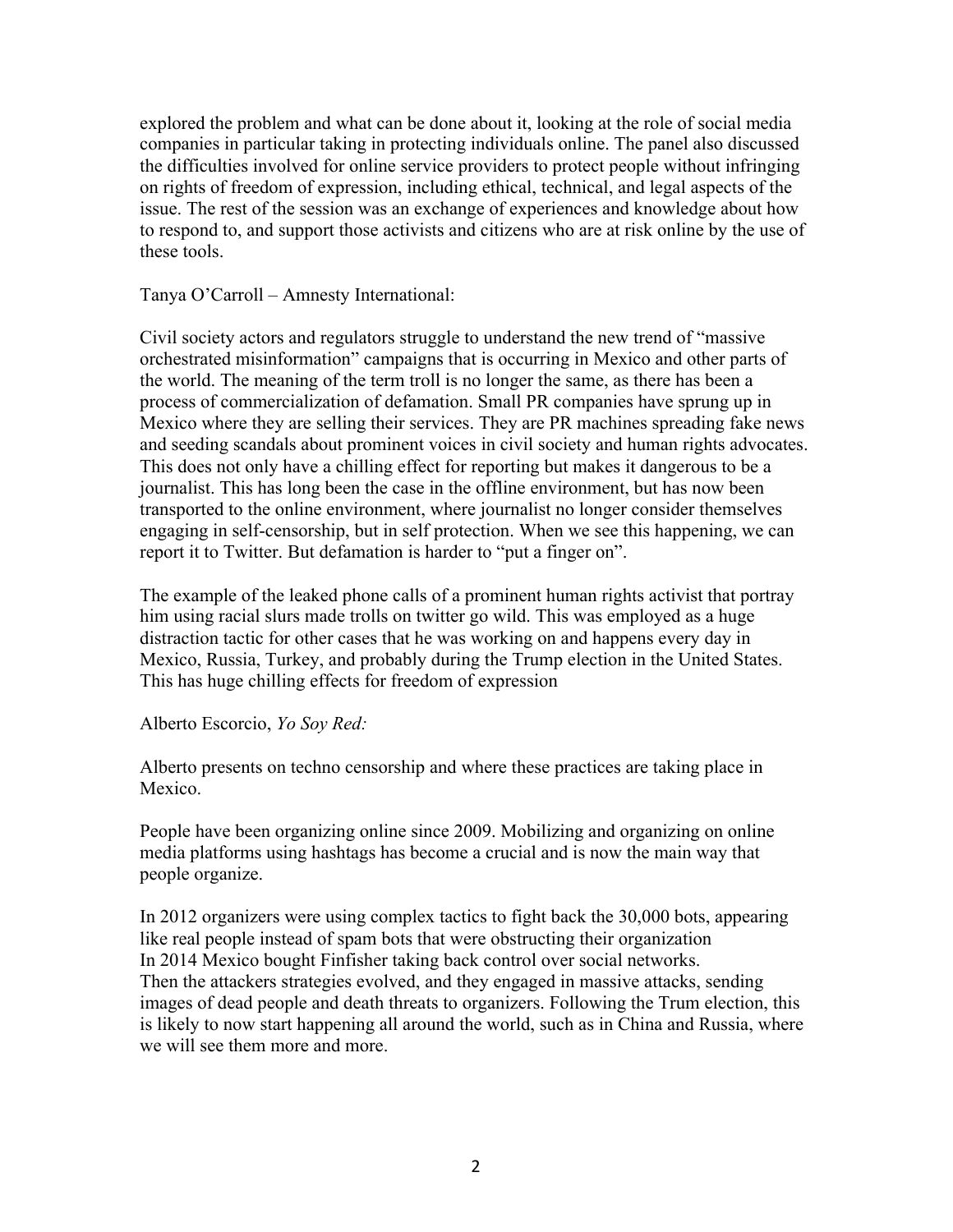explored the problem and what can be done about it, looking at the role of social media companies in particular taking in protecting individuals online. The panel also discussed the difficulties involved for online service providers to protect people without infringing on rights of freedom of expression, including ethical, technical, and legal aspects of the issue. The rest of the session was an exchange of experiences and knowledge about how to respond to, and support those activists and citizens who are at risk online by the use of these tools.

Tanya O'Carroll – Amnesty International:

Civil society actors and regulators struggle to understand the new trend of "massive orchestrated misinformation" campaigns that is occurring in Mexico and other parts of the world. The meaning of the term troll is no longer the same, as there has been a process of commercialization of defamation. Small PR companies have sprung up in Mexico where they are selling their services. They are PR machines spreading fake news and seeding scandals about prominent voices in civil society and human rights advocates. This does not only have a chilling effect for reporting but makes it dangerous to be a journalist. This has long been the case in the offline environment, but has now been transported to the online environment, where journalist no longer consider themselves engaging in self-censorship, but in self protection. When we see this happening, we can report it to Twitter. But defamation is harder to "put a finger on".

The example of the leaked phone calls of a prominent human rights activist that portray him using racial slurs made trolls on twitter go wild. This was employed as a huge distraction tactic for other cases that he was working on and happens every day in Mexico, Russia, Turkey, and probably during the Trump election in the United States. This has huge chilling effects for freedom of expression

Alberto Escorcio, *Yo Soy Red:*

Alberto presents on techno censorship and where these practices are taking place in Mexico.

People have been organizing online since 2009. Mobilizing and organizing on online media platforms using hashtags has become a crucial and is now the main way that people organize.

In 2012 organizers were using complex tactics to fight back the 30,000 bots, appearing like real people instead of spam bots that were obstructing their organization
In 2014 Mexico bought Finfisher taking back control over social networks.
Then the attackers strategies evolved, and they engaged in massive attacks, sending images of dead people and death threats to organizers. Following the Trum election, this is likely to now start happening all around the world, such as in China and Russia, where we will see them more and more.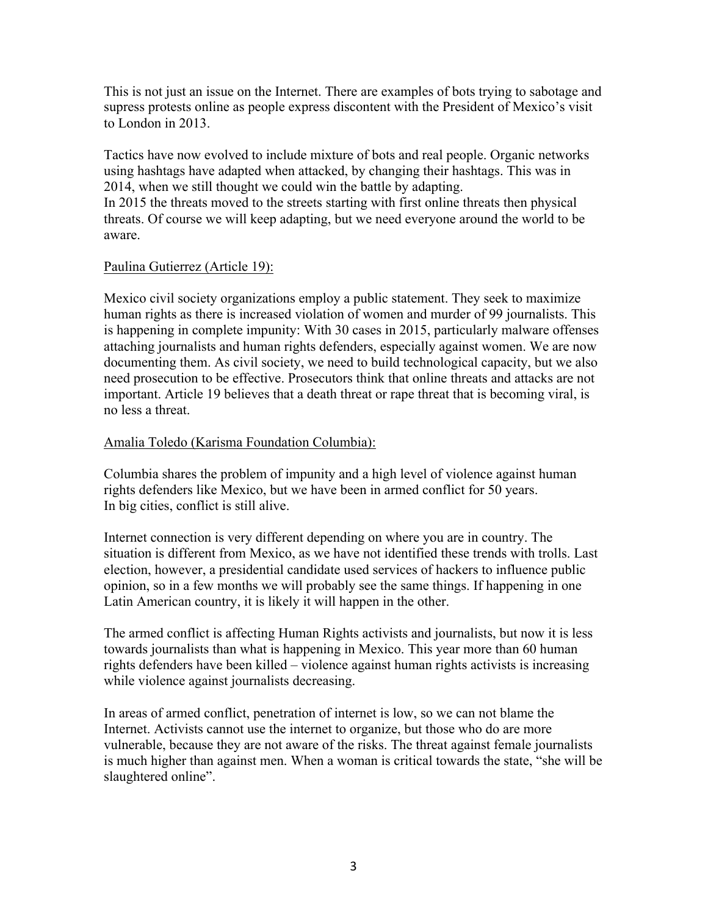This is not just an issue on the Internet. There are examples of bots trying to sabotage and supress protests online as people express discontent with the President of Mexico's visit to London in 2013.

Tactics have now evolved to include mixture of bots and real people. Organic networks using hashtags have adapted when attacked, by changing their hashtags. This was in 2014, when we still thought we could win the battle by adapting.
In 2015 the threats moved to the streets starting with first online threats then physical threats. Of course we will keep adapting, but we need everyone around the world to be aware.

<u>Paulina Gutierrez (Article 19):</u>

Mexico civil society organizations employ a public statement. They seek to maximize human rights as there is increased violation of women and murder of 99 journalists. This is happening in complete impunity: With 30 cases in 2015, particularly malware offenses attaching journalists and human rights defenders, especially against women. We are now documenting them. As civil society, we need to build technological capacity, but we also need prosecution to be effective. Prosecutors think that online threats and attacks are not important. Article 19 believes that a death threat or rape threat that is becoming viral, is no less a threat.

<u>Amalia Toledo (Karisma Foundation Columbia):</u>

Columbia shares the problem of impunity and a high level of violence against human rights defenders like Mexico, but we have been in armed conflict for 50 years.
In big cities, conflict is still alive.

Internet connection is very different depending on where you are in country. The situation is different from Mexico, as we have not identified these trends with trolls. Last election, however, a presidential candidate used services of hackers to influence public opinion, so in a few months we will probably see the same things. If happening in one Latin American country, it is likely it will happen in the other.

The armed conflict is affecting Human Rights activists and journalists, but now it is less towards journalists than what is happening in Mexico. This year more than 60 human rights defenders have been killed – violence against human rights activists is increasing while violence against journalists decreasing.

In areas of armed conflict, penetration of internet is low, so we can not blame the Internet. Activists cannot use the internet to organize, but those who do are more vulnerable, because they are not aware of the risks. The threat against female journalists is much higher than against men. When a woman is critical towards the state, "she will be slaughtered online".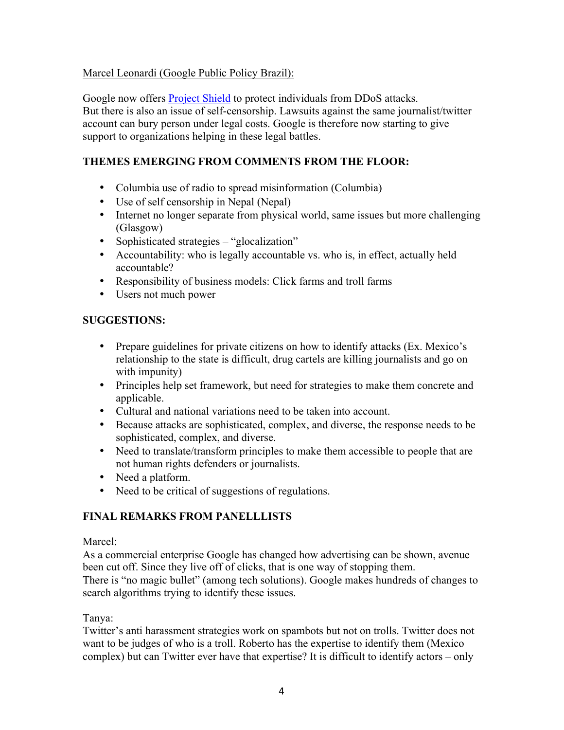<u>Marcel Leonardi (Google Public Policy Brazil):</u>

Google now offers [Project Shield](Project Shield) to protect individuals from DDoS attacks. But there is also an issue of self-censorship. Lawsuits against the same journalist/twitter account can bury person under legal costs. Google is therefore now starting to give support to organizations helping in these legal battles.

**THEMES EMERGING FROM COMMENTS FROM THE FLOOR:**

- Columbia use of radio to spread misinformation (Columbia)
- Use of self censorship in Nepal (Nepal)
- Internet no longer separate from physical world, same issues but more challenging (Glasgow)
- Sophisticated strategies – "glocalization"
- Accountability: who is legally accountable vs. who is, in effect, actually held accountable?
- Responsibility of business models: Click farms and troll farms
- Users not much power

**SUGGESTIONS:**

- Prepare guidelines for private citizens on how to identify attacks (Ex. Mexico's relationship to the state is difficult, drug cartels are killing journalists and go on with impunity)
- Principles help set framework, but need for strategies to make them concrete and applicable.
- Cultural and national variations need to be taken into account.
- Because attacks are sophisticated, complex, and diverse, the response needs to be sophisticated, complex, and diverse.
- Need to translate/transform principles to make them accessible to people that are not human rights defenders or journalists.
- Need a platform.
- Need to be critical of suggestions of regulations.

**FINAL REMARKS FROM PANELLLISTS**

Marcel:
As a commercial enterprise Google has changed how advertising can be shown, avenue been cut off. Since they live off of clicks, that is one way of stopping them.
There is "no magic bullet" (among tech solutions). Google makes hundreds of changes to search algorithms trying to identify these issues.

Tanya:
Twitter's anti harassment strategies work on spambots but not on trolls. Twitter does not want to be judges of who is a troll. Roberto has the expertise to identify them (Mexico complex) but can Twitter ever have that expertise? It is difficult to identify actors – only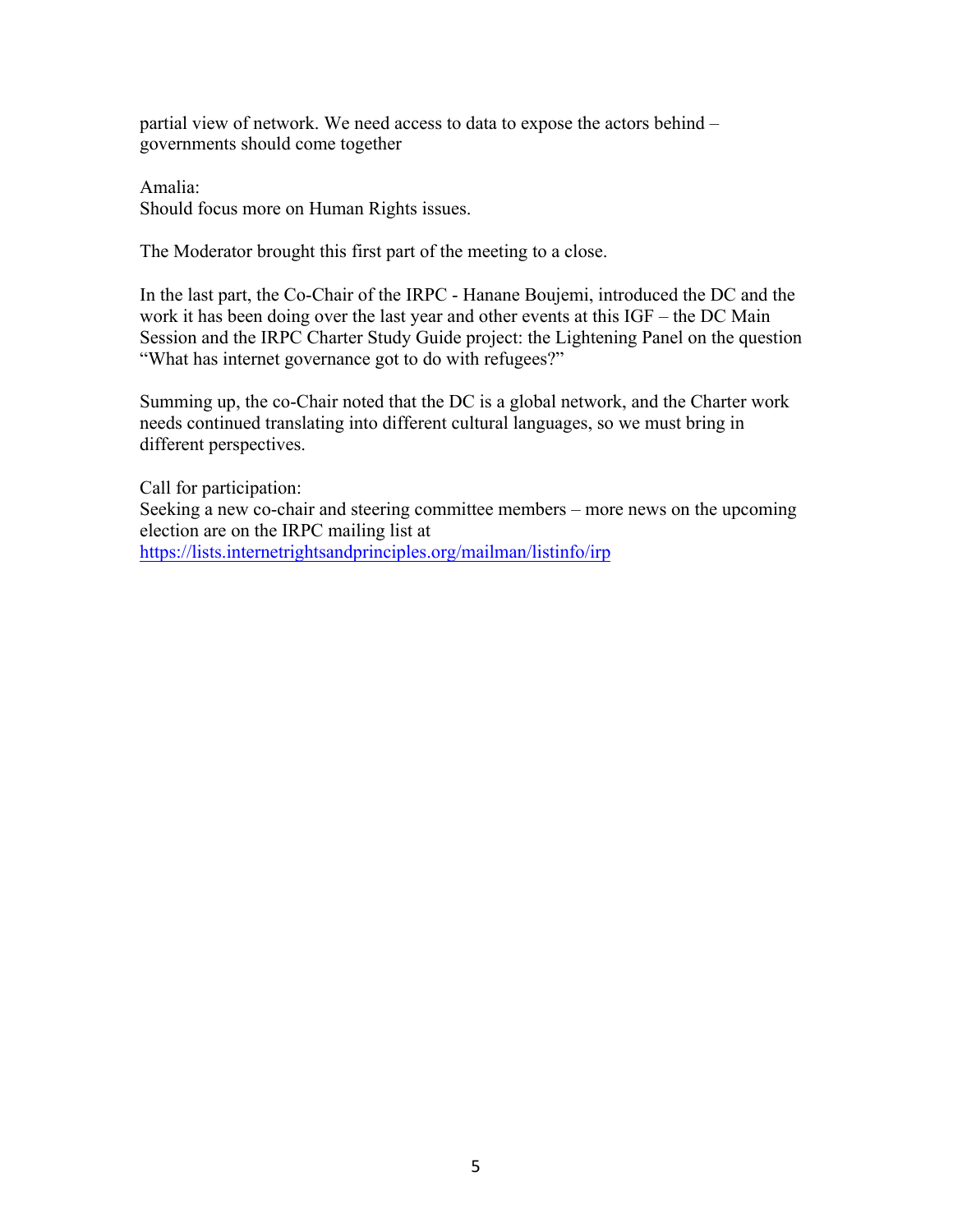partial view of network. We need access to data to expose the actors behind – governments should come together

Amalia:
Should focus more on Human Rights issues.

The Moderator brought this first part of the meeting to a close.

In the last part, the Co-Chair of the IRPC - Hanane Boujemi, introduced the DC and the work it has been doing over the last year and other events at this IGF – the DC Main Session and the IRPC Charter Study Guide project: the Lightening Panel on the question "What has internet governance got to do with refugees?"

Summing up, the co-Chair noted that the DC is a global network, and the Charter work needs continued translating into different cultural languages, so we must bring in different perspectives.

Call for participation:
Seeking a new co-chair and steering committee members – more news on the upcoming election are on the IRPC mailing list at
https://lists.internetrightsandprinciples.org/mailman/listinfo/irp